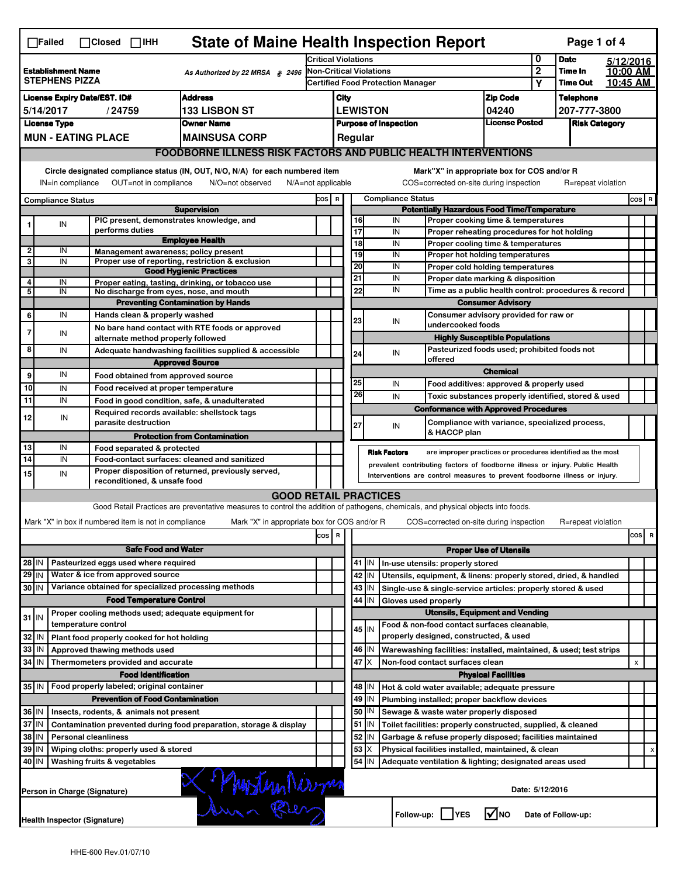☐Failed ☐Closed ☐IHH

# State of Maine Health Inspection Report

| Establishment Name | As Authorized by 22 MRSA § 2496 | Critical Violations | 0 | Date | 5/12/2016 |
|---|---|---|---|---|---|
| STEPHENS PIZZA | | Non-Critical Violations | 2 | Time In | 10:00 AM |
| | | Certified Food Protection Manager | Y | Time Out | 10:45 AM |

| License Expiry Date/EST. ID# | Address | City | Zip Code | Telephone |
|---|---|---|---|---|
| 5/14/2017 / 24759 | 133 LISBON ST | LEWISTON | 04240 | 207-777-3800 |

| License Type | Owner Name | Purpose of Inspection | License Posted | Risk Category |
|---|---|---|---|---|
| MUN - EATING PLACE | MAINSUSA CORP | Regular | | |

## FOODBORNE ILLNESS RISK FACTORS AND PUBLIC HEALTH INTERVENTIONS

Circle designated compliance status (IN, OUT, N/O, N/A) for each numbered item. IN=in compliance OUT=not in compliance N/O=not observed N/A=not applicable

Mark "X" in appropriate box for COS and/or R. COS=corrected on-site during inspection R=repeat violation

| # | Compliance Status | Item | COS | R |
|---|---|---|---|---|
| | | **Supervision** | | |
| 1 | IN | PIC present, demonstrates knowledge, and performs duties | | |
| | | **Employee Health** | | |
| 2 | IN | Management awareness; policy present | | |
| 3 | IN | Proper use of reporting, restriction & exclusion | | |
| | | **Good Hygienic Practices** | | |
| 4 | IN | Proper eating, tasting, drinking, or tobacco use | | |
| 5 | IN | No discharge from eyes, nose, and mouth | | |
| | | **Preventing Contamination by Hands** | | |
| 6 | IN | Hands clean & properly washed | | |
| 7 | IN | No bare hand contact with RTE foods or approved alternate method properly followed | | |
| 8 | IN | Adequate handwashing facilities supplied & accessible | | |
| | | **Approved Source** | | |
| 9 | IN | Food obtained from approved source | | |
| 10 | IN | Food received at proper temperature | | |
| 11 | IN | Food in good condition, safe, & unadulterated | | |
| 12 | IN | Required records available: shellstock tags parasite destruction | | |
| | | **Protection from Contamination** | | |
| 13 | IN | Food separated & protected | | |
| 14 | IN | Food-contact surfaces: cleaned and sanitized | | |
| 15 | IN | Proper disposition of returned, previously served, reconditioned, & unsafe food | | |
| | | **Potentially Hazardous Food Time/Temperature** | | |
| 16 | IN | Proper cooking time & temperatures | | |
| 17 | IN | Proper reheating procedures for hot holding | | |
| 18 | IN | Proper cooling time & temperatures | | |
| 19 | IN | Proper hot holding temperatures | | |
| 20 | IN | Proper cold holding temperatures | | |
| 21 | IN | Proper date marking & disposition | | |
| 22 | IN | Time as a public health control: procedures & record | | |
| | | **Consumer Advisory** | | |
| 23 | IN | Consumer advisory provided for raw or undercooked foods | | |
| | | **Highly Susceptible Populations** | | |
| 24 | IN | Pasteurized foods used; prohibited foods not offered | | |
| | | **Chemical** | | |
| 25 | IN | Food additives: approved & properly used | | |
| 26 | IN | Toxic substances properly identified, stored & used | | |
| | | **Conformance with Approved Procedures** | | |
| 27 | IN | Compliance with variance, specialized process, & HACCP plan | | |

**Risk Factors** are improper practices or procedures identified as the most prevalent contributing factors of foodborne illness or injury. Public Health Interventions are control measures to prevent foodborne illness or injury.

## GOOD RETAIL PRACTICES

Good Retail Practices are preventative measures to control the addition of pathogens, chemicals, and physical objects into foods.

Mark "X" in box if numbered item is not in compliance. Mark "X" in appropriate box for COS and/or R. COS=corrected on-site during inspection R=repeat violation

| # | Status | Item | COS | R |
|---|---|---|---|---|
| | | **Safe Food and Water** | | |
| 28 | IN | Pasteurized eggs used where required | | |
| 29 | IN | Water & ice from approved source | | |
| 30 | IN | Variance obtained for specialized processing methods | | |
| | | **Food Temperature Control** | | |
| 31 | IN | Proper cooling methods used; adequate equipment for temperature control | | |
| 32 | IN | Plant food properly cooked for hot holding | | |
| 33 | IN | Approved thawing methods used | | |
| 34 | IN | Thermometers provided and accurate | | |
| | | **Food Identification** | | |
| 35 | IN | Food properly labeled; original container | | |
| | | **Prevention of Food Contamination** | | |
| 36 | IN | Insects, rodents, & animals not present | | |
| 37 | IN | Contamination prevented during food preparation, storage & display | | |
| 38 | IN | Personal cleanliness | | |
| 39 | IN | Wiping cloths: properly used & stored | | |
| 40 | IN | Washing fruits & vegetables | | |
| | | **Proper Use of Utensils** | | |
| 41 | IN | In-use utensils: properly stored | | |
| 42 | IN | Utensils, equipment, & linens: properly stored, dried, & handled | | |
| 43 | IN | Single-use & single-service articles: properly stored & used | | |
| 44 | IN | Gloves used properly | | |
| | | **Utensils, Equipment and Vending** | | |
| 45 | IN | Food & non-food contact surfaces cleanable, properly designed, constructed, & used | | |
| 46 | IN | Warewashing facilities: installed, maintained, & used; test strips | | |
| 47 | X | Non-food contact surfaces clean | x | |
| | | **Physical Facilities** | | |
| 48 | IN | Hot & cold water available; adequate pressure | | |
| 49 | IN | Plumbing installed; proper backflow devices | | |
| 50 | IN | Sewage & waste water properly disposed | | |
| 51 | IN | Toilet facilities: properly constructed, supplied, & cleaned | | |
| 52 | IN | Garbage & refuse properly disposed; facilities maintained | | |
| 53 | X | Physical facilities installed, maintained, & clean | | x |
| 54 | IN | Adequate ventilation & lighting; designated areas used | | |

Person in Charge (Signature)

Health Inspector (Signature)

Date: 5/12/2016

Follow-up: ☐ YES ☑ NO Date of Follow-up:

HHE-600 Rev.01/07/10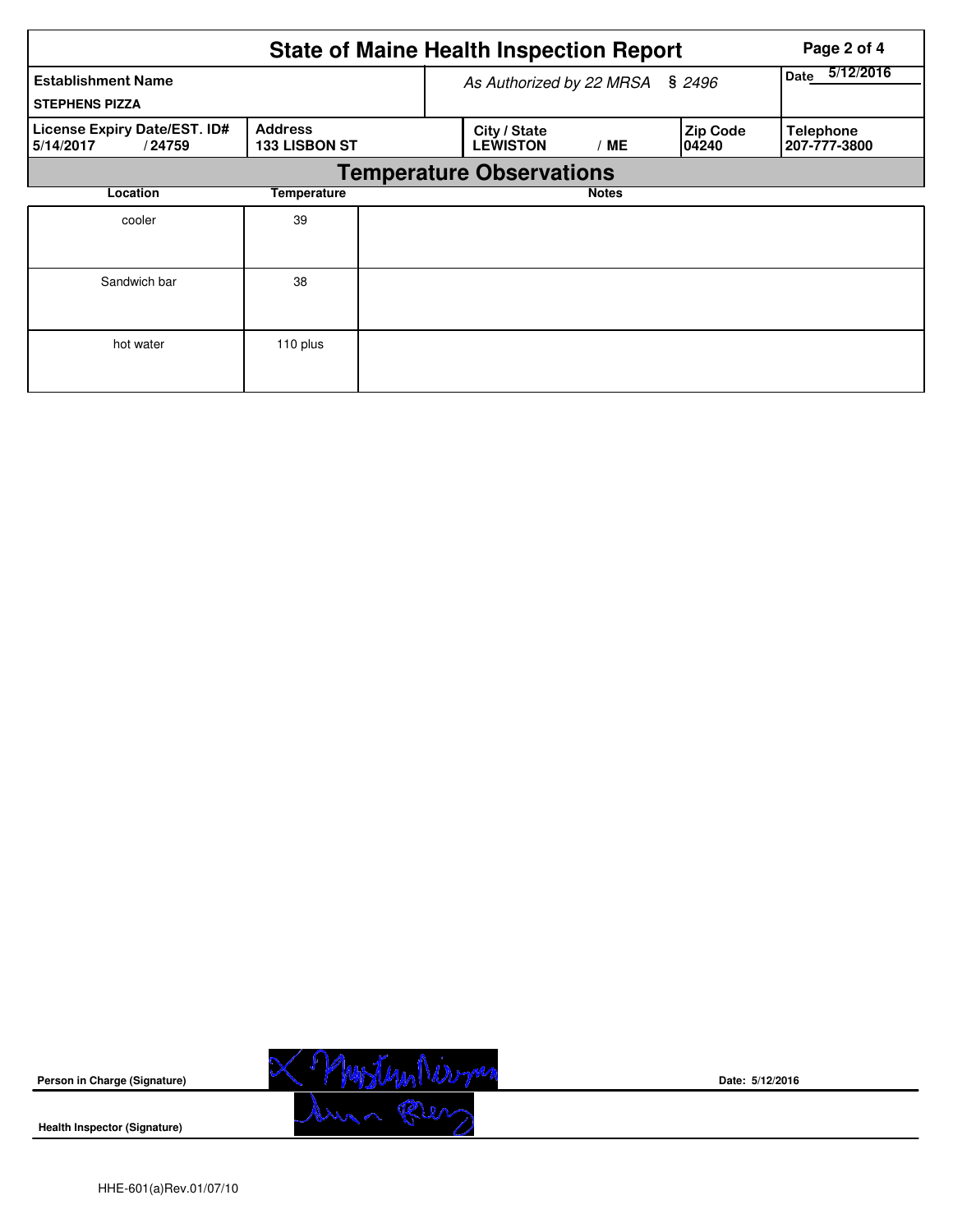# State of Maine Health Inspection Report

| Establishment Name | As Authorized by 22 MRSA § 2496 | Date 5/12/2016 |
|---|---|---|
| STEPHENS PIZZA | | |

| License Expiry Date/EST. ID# | Address | City / State | Zip Code | Telephone |
|---|---|---|---|---|
| 5/14/2017 / 24759 | 133 LISBON ST | LEWISTON / ME | 04240 | 207-777-3800 |

## Temperature Observations

| Location | Temperature | Notes |
|---|---|---|
| cooler | 39 | |
| Sandwich bar | 38 | |
| hot water | 110 plus | |

**Person in Charge (Signature)** Date: 5/12/2016

**Health Inspector (Signature)**

HHE-601(a)Rev.01/07/10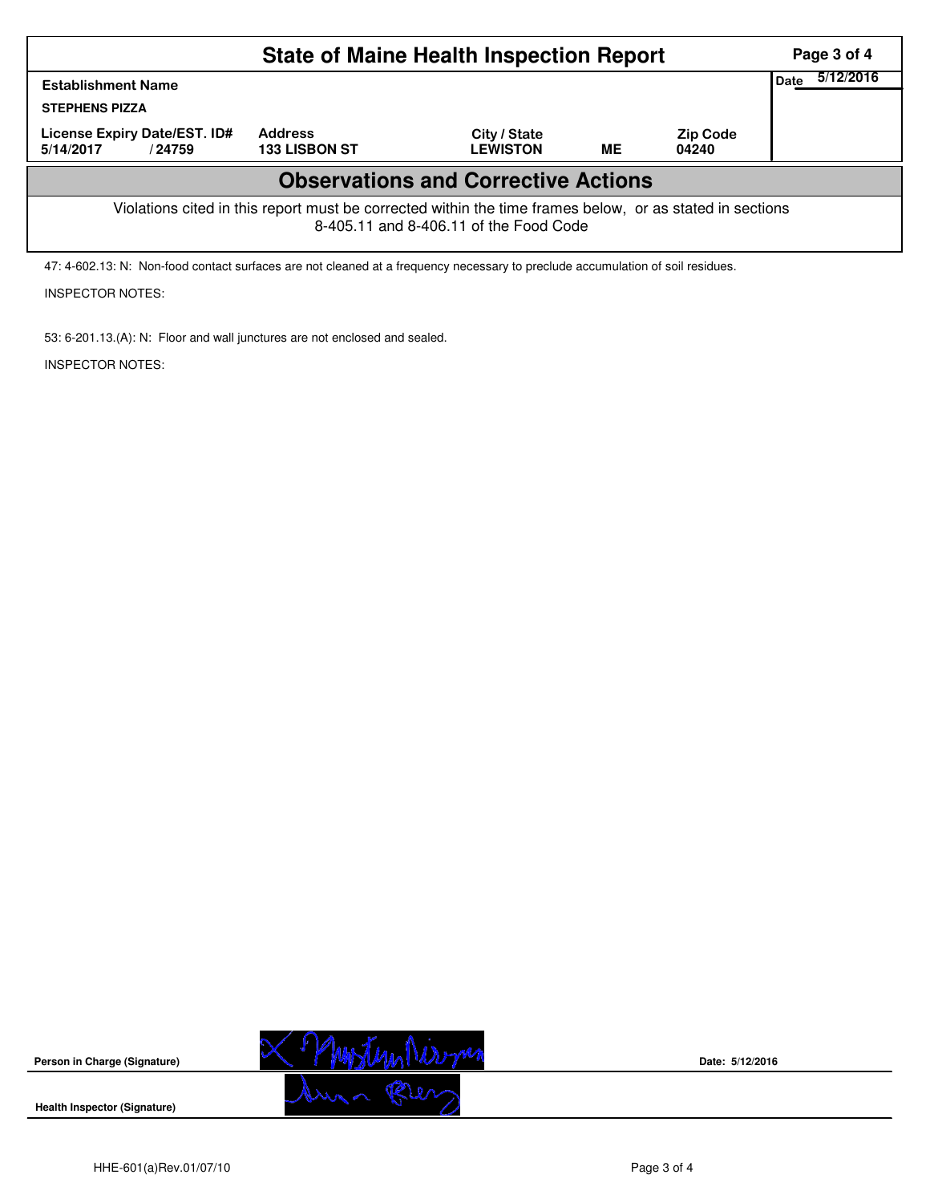# State of Maine Health Inspection Report

| Establishment Name | | | | | Date 5/12/2016 |
|---|---|---|---|---|---|
| STEPHENS PIZZA | | | | | |
| License Expiry Date/EST. ID# | Address | City / State | | Zip Code | |
| 5/14/2017 / 24759 | 133 LISBON ST | LEWISTON | ME | 04240 | |

## Observations and Corrective Actions

Violations cited in this report must be corrected within the time frames below, or as stated in sections 8-405.11 and 8-406.11 of the Food Code

47: 4-602.13: N: Non-food contact surfaces are not cleaned at a frequency necessary to preclude accumulation of soil residues.

INSPECTOR NOTES:

53: 6-201.13.(A): N: Floor and wall junctures are not enclosed and sealed.

INSPECTOR NOTES:

**Person in Charge (Signature)** — Date: 5/12/2016

**Health Inspector (Signature)**

HHE-601(a)Rev.01/07/10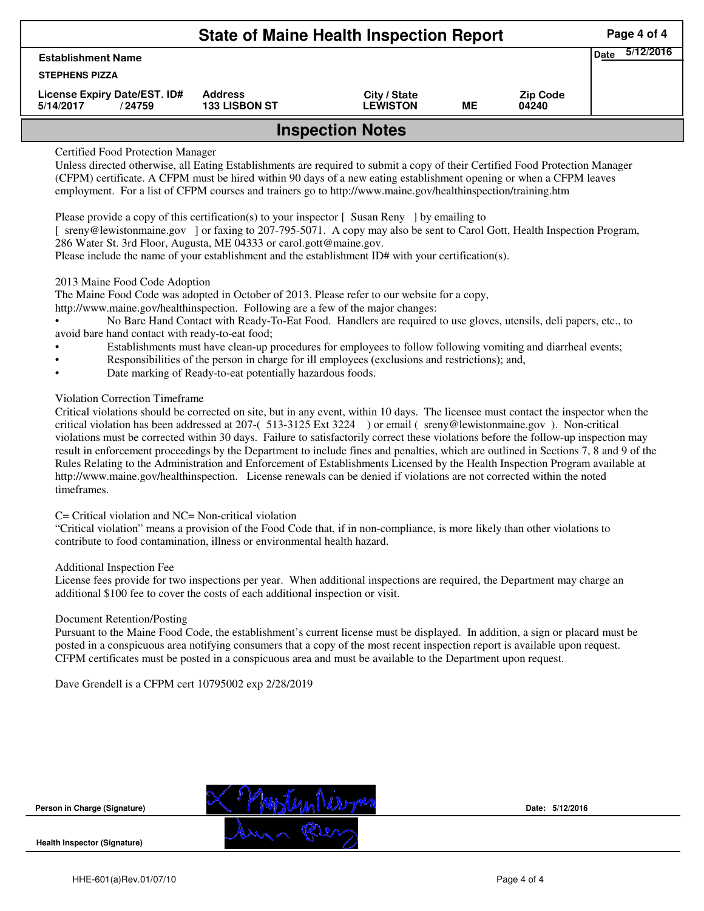# State of Maine Health Inspection Report

| Establishment Name | | | | | Date 5/12/2016 |
|---|---|---|---|---|---|
| STEPHENS PIZZA | | | | | |
| License Expiry Date/EST. ID# | Address | City / State | | Zip Code | |
| 5/14/2017 / 24759 | 133 LISBON ST | LEWISTON | ME | 04240 | |

## Inspection Notes

Certified Food Protection Manager

Unless directed otherwise, all Eating Establishments are required to submit a copy of their Certified Food Protection Manager (CFPM) certificate. A CFPM must be hired within 90 days of a new eating establishment opening or when a CFPM leaves employment. For a list of CFPM courses and trainers go to http://www.maine.gov/healthinspection/training.htm

Please provide a copy of this certification(s) to your inspector [ Susan Reny ] by emailing to [ sreny@lewistonmaine.gov ] or faxing to 207-795-5071. A copy may also be sent to Carol Gott, Health Inspection Program, 286 Water St. 3rd Floor, Augusta, ME 04333 or carol.gott@maine.gov.

Please include the name of your establishment and the establishment ID# with your certification(s).

2013 Maine Food Code Adoption

The Maine Food Code was adopted in October of 2013. Please refer to our website for a copy, http://www.maine.gov/healthinspection. Following are a few of the major changes:

- No Bare Hand Contact with Ready-To-Eat Food. Handlers are required to use gloves, utensils, deli papers, etc., to avoid bare hand contact with ready-to-eat food;
- Establishments must have clean-up procedures for employees to follow following vomiting and diarrheal events;
- Responsibilities of the person in charge for ill employees (exclusions and restrictions); and,
- Date marking of Ready-to-eat potentially hazardous foods.

Violation Correction Timeframe

Critical violations should be corrected on site, but in any event, within 10 days. The licensee must contact the inspector when the critical violation has been addressed at 207-( 513-3125 Ext 3224 ) or email ( sreny@lewistonmaine.gov ). Non-critical violations must be corrected within 30 days. Failure to satisfactorily correct these violations before the follow-up inspection may result in enforcement proceedings by the Department to include fines and penalties, which are outlined in Sections 7, 8 and 9 of the Rules Relating to the Administration and Enforcement of Establishments Licensed by the Health Inspection Program available at http://www.maine.gov/healthinspection. License renewals can be denied if violations are not corrected within the noted timeframes.

C= Critical violation and NC= Non-critical violation

"Critical violation" means a provision of the Food Code that, if in non-compliance, is more likely than other violations to contribute to food contamination, illness or environmental health hazard.

Additional Inspection Fee

License fees provide for two inspections per year. When additional inspections are required, the Department may charge an additional $100 fee to cover the costs of each additional inspection or visit.

Document Retention/Posting

Pursuant to the Maine Food Code, the establishment's current license must be displayed. In addition, a sign or placard must be posted in a conspicuous area notifying consumers that a copy of the most recent inspection report is available upon request. CFPM certificates must be posted in a conspicuous area and must be available to the Department upon request.

Dave Grendell is a CFPM cert 10795002 exp 2/28/2019

**Person in Charge (Signature)** Date: 5/12/2016

**Health Inspector (Signature)**

HHE-601(a)Rev.01/07/10